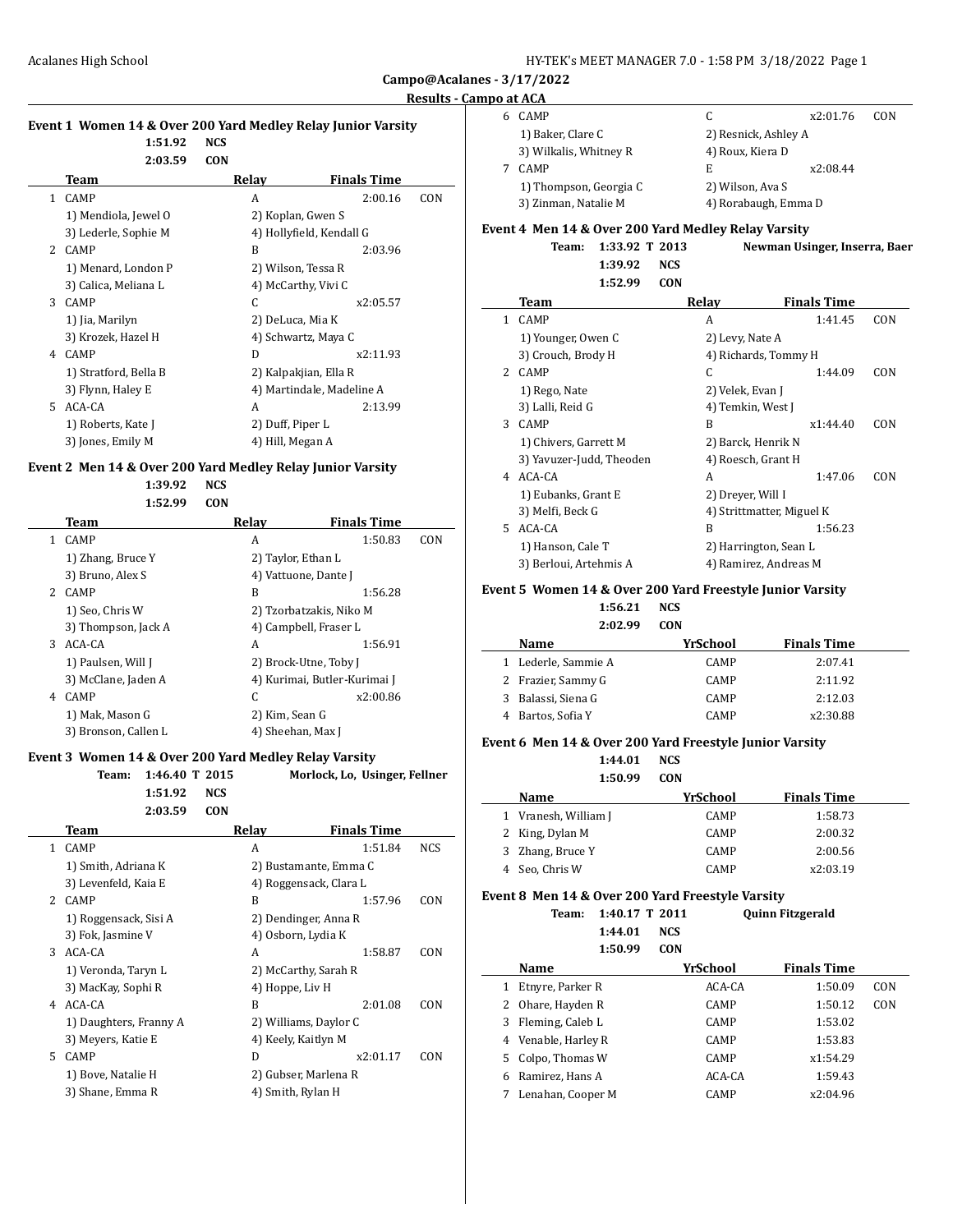## Campo@Acalanes - 3/17/2022

### Results - Campo at ACA

**Event 1 Women 14 & Over 200 Yard Medley Relay Junior Varsity**

1:51.92 NCS
2:03.59 CON

| | Team | Relay | Finals Time | |
|---|---|---|---|---|
| 1 | CAMP | A | 2:00.16 | CON |
| | 1) Mendiola, Jewel O | 2) Koplan, Gwen S | | |
| | 3) Lederle, Sophie M | 4) Hollyfield, Kendall G | | |
| 2 | CAMP | B | 2:03.96 | |
| | 1) Menard, London P | 2) Wilson, Tessa R | | |
| | 3) Calica, Meliana L | 4) McCarthy, Vivi C | | |
| 3 | CAMP | C | x2:05.57 | |
| | 1) Jia, Marilyn | 2) DeLuca, Mia K | | |
| | 3) Krozek, Hazel H | 4) Schwartz, Maya C | | |
| 4 | CAMP | D | x2:11.93 | |
| | 1) Stratford, Bella B | 2) Kalpakjian, Ella R | | |
| | 3) Flynn, Haley E | 4) Martindale, Madeline A | | |
| 5 | ACA-CA | A | 2:13.99 | |
| | 1) Roberts, Kate J | 2) Duff, Piper L | | |
| | 3) Jones, Emily M | 4) Hill, Megan A | | |

**Event 2 Men 14 & Over 200 Yard Medley Relay Junior Varsity**

1:39.92 NCS
1:52.99 CON

| | Team | Relay | Finals Time | |
|---|---|---|---|---|
| 1 | CAMP | A | 1:50.83 | CON |
| | 1) Zhang, Bruce Y | 2) Taylor, Ethan L | | |
| | 3) Bruno, Alex S | 4) Vattuone, Dante J | | |
| 2 | CAMP | B | 1:56.28 | |
| | 1) Seo, Chris W | 2) Tzorbatzakis, Niko M | | |
| | 3) Thompson, Jack A | 4) Campbell, Fraser L | | |
| 3 | ACA-CA | A | 1:56.91 | |
| | 1) Paulsen, Will J | 2) Brock-Utne, Toby J | | |
| | 3) McClane, Jaden A | 4) Kurimai, Butler-Kurimai J | | |
| 4 | CAMP | C | x2:00.86 | |
| | 1) Mak, Mason G | 2) Kim, Sean G | | |
| | 3) Bronson, Callen L | 4) Sheehan, Max J | | |

**Event 3 Women 14 & Over 200 Yard Medley Relay Varsity**

Team: 1:46.40 T 2015 Morlock, Lo, Usinger, Fellner
1:51.92 NCS
2:03.59 CON

| | Team | Relay | Finals Time | |
|---|---|---|---|---|
| 1 | CAMP | A | 1:51.84 | NCS |
| | 1) Smith, Adriana K | 2) Bustamante, Emma C | | |
| | 3) Levenfeld, Kaia E | 4) Roggensack, Clara L | | |
| 2 | CAMP | B | 1:57.96 | CON |
| | 1) Roggensack, Sisi A | 2) Dendinger, Anna R | | |
| | 3) Fok, Jasmine V | 4) Osborn, Lydia K | | |
| 3 | ACA-CA | A | 1:58.87 | CON |
| | 1) Veronda, Taryn L | 2) McCarthy, Sarah R | | |
| | 3) MacKay, Sophi R | 4) Hoppe, Liv H | | |
| 4 | ACA-CA | B | 2:01.08 | CON |
| | 1) Daughters, Franny A | 2) Williams, Daylor C | | |
| | 3) Meyers, Katie E | 4) Keely, Kaitlyn M | | |
| 5 | CAMP | D | x2:01.17 | CON |
| | 1) Bove, Natalie H | 2) Gubser, Marlena R | | |
| | 3) Shane, Emma R | 4) Smith, Rylan H | | |
| 6 | CAMP | C | x2:01.76 | CON |
| | 1) Baker, Clare C | 2) Resnick, Ashley A | | |
| | 3) Wilkalis, Whitney R | 4) Roux, Kiera D | | |
| 7 | CAMP | E | x2:08.44 | |
| | 1) Thompson, Georgia C | 2) Wilson, Ava S | | |
| | 3) Zinman, Natalie M | 4) Rorabaugh, Emma D | | |

**Event 4 Men 14 & Over 200 Yard Medley Relay Varsity**

Team: 1:33.92 T 2013 Newman Usinger, Inserra, Baer
1:39.92 NCS
1:52.99 CON

| | Team | Relay | Finals Time | |
|---|---|---|---|---|
| 1 | CAMP | A | 1:41.45 | CON |
| | 1) Younger, Owen C | 2) Levy, Nate A | | |
| | 3) Crouch, Brody H | 4) Richards, Tommy H | | |
| 2 | CAMP | C | 1:44.09 | CON |
| | 1) Rego, Nate | 2) Velek, Evan J | | |
| | 3) Lalli, Reid G | 4) Temkin, West J | | |
| 3 | CAMP | B | x1:44.40 | CON |
| | 1) Chivers, Garrett M | 2) Barck, Henrik N | | |
| | 3) Yavuzer-Judd, Theoden | 4) Roesch, Grant H | | |
| 4 | ACA-CA | A | 1:47.06 | CON |
| | 1) Eubanks, Grant E | 2) Dreyer, Will I | | |
| | 3) Melfi, Beck G | 4) Strittmatter, Miguel K | | |
| 5 | ACA-CA | B | 1:56.23 | |
| | 1) Hanson, Cale T | 2) Harrington, Sean L | | |
| | 3) Berloui, Artehmis A | 4) Ramirez, Andreas M | | |

**Event 5 Women 14 & Over 200 Yard Freestyle Junior Varsity**

1:56.21 NCS
2:02.99 CON

| | Name | YrSchool | Finals Time |
|---|---|---|---|
| 1 | Lederle, Sammie A | CAMP | 2:07.41 |
| 2 | Frazier, Sammy G | CAMP | 2:11.92 |
| 3 | Balassi, Siena G | CAMP | 2:12.03 |
| 4 | Bartos, Sofia Y | CAMP | x2:30.88 |

**Event 6 Men 14 & Over 200 Yard Freestyle Junior Varsity**

1:44.01 NCS
1:50.99 CON

| | Name | YrSchool | Finals Time |
|---|---|---|---|
| 1 | Vranesh, William J | CAMP | 1:58.73 |
| 2 | King, Dylan M | CAMP | 2:00.32 |
| 3 | Zhang, Bruce Y | CAMP | 2:00.56 |
| 4 | Seo, Chris W | CAMP | x2:03.19 |

**Event 8 Men 14 & Over 200 Yard Freestyle Varsity**

Team: 1:40.17 T 2011 Quinn Fitzgerald
1:44.01 NCS
1:50.99 CON

| | Name | YrSchool | Finals Time | |
|---|---|---|---|---|
| 1 | Etnyre, Parker R | ACA-CA | 1:50.09 | CON |
| 2 | Ohare, Hayden R | CAMP | 1:50.12 | CON |
| 3 | Fleming, Caleb L | CAMP | 1:53.02 | |
| 4 | Venable, Harley R | CAMP | 1:53.83 | |
| 5 | Colpo, Thomas W | CAMP | x1:54.29 | |
| 6 | Ramirez, Hans A | ACA-CA | 1:59.43 | |
| 7 | Lenahan, Cooper M | CAMP | x2:04.96 | |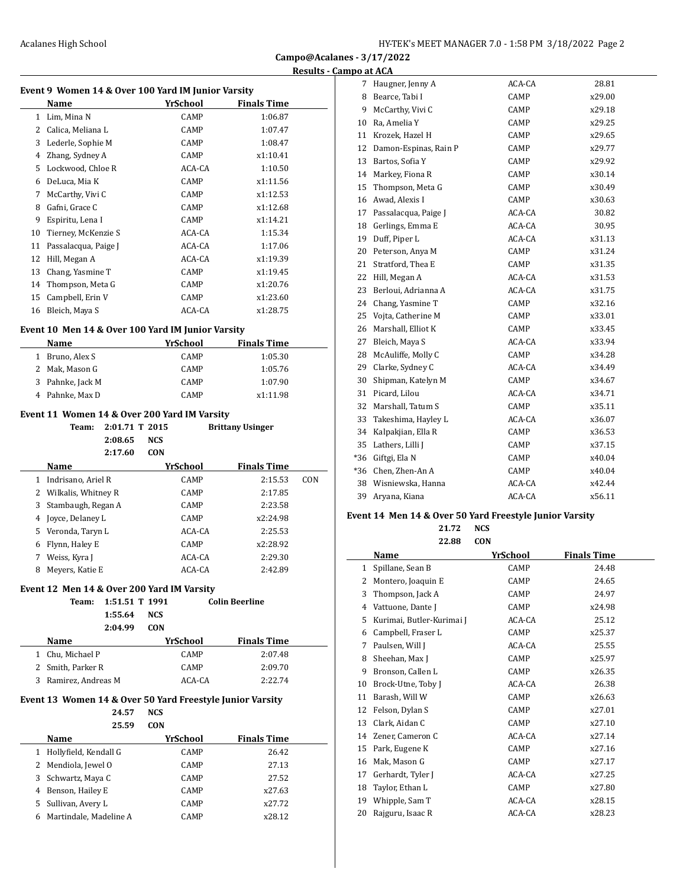Campo@Acalanes - 3/17/2022

Results - Campo at ACA

### Event 9 Women 14 & Over 100 Yard IM Junior Varsity

| | Name | YrSchool | Finals Time |
|---|---|---|---|
| 1 | Lim, Mina N | CAMP | 1:06.87 |
| 2 | Calica, Meliana L | CAMP | 1:07.47 |
| 3 | Lederle, Sophie M | CAMP | 1:08.47 |
| 4 | Zhang, Sydney A | CAMP | x1:10.41 |
| 5 | Lockwood, Chloe R | ACA-CA | 1:10.50 |
| 6 | DeLuca, Mia K | CAMP | x1:11.56 |
| 7 | McCarthy, Vivi C | CAMP | x1:12.53 |
| 8 | Gafni, Grace C | CAMP | x1:12.68 |
| 9 | Espiritu, Lena I | CAMP | x1:14.21 |
| 10 | Tierney, McKenzie S | ACA-CA | 1:15.34 |
| 11 | Passalacqua, Paige J | ACA-CA | 1:17.06 |
| 12 | Hill, Megan A | ACA-CA | x1:19.39 |
| 13 | Chang, Yasmine T | CAMP | x1:19.45 |
| 14 | Thompson, Meta G | CAMP | x1:20.76 |
| 15 | Campbell, Erin V | CAMP | x1:23.60 |
| 16 | Bleich, Maya S | ACA-CA | x1:28.75 |

### Event 10 Men 14 & Over 100 Yard IM Junior Varsity

| | Name | YrSchool | Finals Time |
|---|---|---|---|
| 1 | Bruno, Alex S | CAMP | 1:05.30 |
| 2 | Mak, Mason G | CAMP | 1:05.76 |
| 3 | Pahnke, Jack M | CAMP | 1:07.90 |
| 4 | Pahnke, Max D | CAMP | x1:11.98 |

### Event 11 Women 14 & Over 200 Yard IM Varsity

Team: 2:01.71 T 2015 Brittany Usinger
2:08.65 NCS
2:17.60 CON

| | Name | YrSchool | Finals Time | |
|---|---|---|---|---|
| 1 | Indrisano, Ariel R | CAMP | 2:15.53 | CON |
| 2 | Wilkalis, Whitney R | CAMP | 2:17.85 | |
| 3 | Stambaugh, Regan A | CAMP | 2:23.58 | |
| 4 | Joyce, Delaney L | CAMP | x2:24.98 | |
| 5 | Veronda, Taryn L | ACA-CA | 2:25.53 | |
| 6 | Flynn, Haley E | CAMP | x2:28.92 | |
| 7 | Weiss, Kyra J | ACA-CA | 2:29.30 | |
| 8 | Meyers, Katie E | ACA-CA | 2:42.89 | |

### Event 12 Men 14 & Over 200 Yard IM Varsity

Team: 1:51.51 T 1991 Colin Beerline
1:55.64 NCS
2:04.99 CON

| | Name | YrSchool | Finals Time |
|---|---|---|---|
| 1 | Chu, Michael P | CAMP | 2:07.48 |
| 2 | Smith, Parker R | CAMP | 2:09.70 |
| 3 | Ramirez, Andreas M | ACA-CA | 2:22.74 |

### Event 13 Women 14 & Over 50 Yard Freestyle Junior Varsity

24.57 NCS
25.59 CON

| | Name | YrSchool | Finals Time |
|---|---|---|---|
| 1 | Hollyfield, Kendall G | CAMP | 26.42 |
| 2 | Mendiola, Jewel O | CAMP | 27.13 |
| 3 | Schwartz, Maya C | CAMP | 27.52 |
| 4 | Benson, Hailey E | CAMP | x27.63 |
| 5 | Sullivan, Avery L | CAMP | x27.72 |
| 6 | Martindale, Madeline A | CAMP | x28.12 |
| 7 | Haugner, Jenny A | ACA-CA | 28.81 |
| 8 | Bearce, Tabi I | CAMP | x29.00 |
| 9 | McCarthy, Vivi C | CAMP | x29.18 |
| 10 | Ra, Amelia Y | CAMP | x29.25 |
| 11 | Krozek, Hazel H | CAMP | x29.65 |
| 12 | Damon-Espinas, Rain P | CAMP | x29.77 |
| 13 | Bartos, Sofia Y | CAMP | x29.92 |
| 14 | Markey, Fiona R | CAMP | x30.14 |
| 15 | Thompson, Meta G | CAMP | x30.49 |
| 16 | Awad, Alexis I | CAMP | x30.63 |
| 17 | Passalacqua, Paige J | ACA-CA | 30.82 |
| 18 | Gerlings, Emma E | ACA-CA | 30.95 |
| 19 | Duff, Piper L | ACA-CA | x31.13 |
| 20 | Peterson, Anya M | CAMP | x31.24 |
| 21 | Stratford, Thea E | CAMP | x31.35 |
| 22 | Hill, Megan A | ACA-CA | x31.53 |
| 23 | Berloui, Adrianna A | ACA-CA | x31.75 |
| 24 | Chang, Yasmine T | CAMP | x32.16 |
| 25 | Vojta, Catherine M | CAMP | x33.01 |
| 26 | Marshall, Elliot K | CAMP | x33.45 |
| 27 | Bleich, Maya S | ACA-CA | x33.94 |
| 28 | McAuliffe, Molly C | CAMP | x34.28 |
| 29 | Clarke, Sydney C | ACA-CA | x34.49 |
| 30 | Shipman, Katelyn M | CAMP | x34.67 |
| 31 | Picard, Lilou | ACA-CA | x34.71 |
| 32 | Marshall, Tatum S | CAMP | x35.11 |
| 33 | Takeshima, Hayley L | ACA-CA | x36.07 |
| 34 | Kalpakjian, Ella R | CAMP | x36.53 |
| 35 | Lathers, Lilli J | CAMP | x37.15 |
| *36 | Giftgi, Ela N | CAMP | x40.04 |
| *36 | Chen, Zhen-An A | CAMP | x40.04 |
| 38 | Wisniewska, Hanna | ACA-CA | x42.44 |
| 39 | Aryana, Kiana | ACA-CA | x56.11 |

### Event 14 Men 14 & Over 50 Yard Freestyle Junior Varsity

21.72 NCS
22.88 CON

| | Name | YrSchool | Finals Time |
|---|---|---|---|
| 1 | Spillane, Sean B | CAMP | 24.48 |
| 2 | Montero, Joaquin E | CAMP | 24.65 |
| 3 | Thompson, Jack A | CAMP | 24.97 |
| 4 | Vattuone, Dante J | CAMP | x24.98 |
| 5 | Kurimai, Butler-Kurimai J | ACA-CA | 25.12 |
| 6 | Campbell, Fraser L | CAMP | x25.37 |
| 7 | Paulsen, Will J | ACA-CA | 25.55 |
| 8 | Sheehan, Max J | CAMP | x25.97 |
| 9 | Bronson, Callen L | CAMP | x26.35 |
| 10 | Brock-Utne, Toby J | ACA-CA | 26.38 |
| 11 | Barash, Will W | CAMP | x26.63 |
| 12 | Felson, Dylan S | CAMP | x27.01 |
| 13 | Clark, Aidan C | CAMP | x27.10 |
| 14 | Zener, Cameron C | ACA-CA | x27.14 |
| 15 | Park, Eugene K | CAMP | x27.16 |
| 16 | Mak, Mason G | CAMP | x27.17 |
| 17 | Gerhardt, Tyler J | ACA-CA | x27.25 |
| 18 | Taylor, Ethan L | CAMP | x27.80 |
| 19 | Whipple, Sam T | ACA-CA | x28.15 |
| 20 | Rajguru, Isaac R | ACA-CA | x28.23 |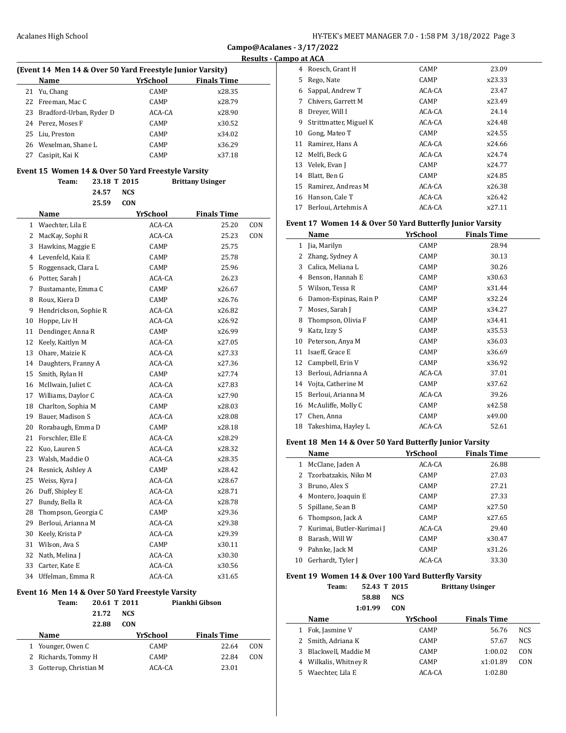**Campo@Acalanes - 3/17/2022**

**Results - Campo at ACA**

### (Event 14 Men 14 & Over 50 Yard Freestyle Junior Varsity)

| | Name | YrSchool | Finals Time |
|---|---|---|---|
| 21 | Yu, Chang | CAMP | x28.35 |
| 22 | Freeman, Mac C | CAMP | x28.79 |
| 23 | Bradford-Urban, Ryder D | ACA-CA | x28.90 |
| 24 | Perez, Moses F | CAMP | x30.52 |
| 25 | Liu, Preston | CAMP | x34.02 |
| 26 | Wexelman, Shane L | CAMP | x36.29 |
| 27 | Casipit, Kai K | CAMP | x37.18 |

### Event 15 Women 14 & Over 50 Yard Freestyle Varsity

Team: 23.18 T 2015 Brittany Usinger
24.57 NCS
25.59 CON

| | Name | YrSchool | Finals Time | |
|---|---|---|---|---|
| 1 | Waechter, Lila E | ACA-CA | 25.20 | CON |
| 2 | MacKay, Sophi R | ACA-CA | 25.23 | CON |
| 3 | Hawkins, Maggie E | CAMP | 25.75 | |
| 4 | Levenfeld, Kaia E | CAMP | 25.78 | |
| 5 | Roggensack, Clara L | CAMP | 25.96 | |
| 6 | Potter, Sarah J | ACA-CA | 26.23 | |
| 7 | Bustamante, Emma C | CAMP | x26.67 | |
| 8 | Roux, Kiera D | CAMP | x26.76 | |
| 9 | Hendrickson, Sophie R | ACA-CA | x26.82 | |
| 10 | Hoppe, Liv H | ACA-CA | x26.92 | |
| 11 | Dendinger, Anna R | CAMP | x26.99 | |
| 12 | Keely, Kaitlyn M | ACA-CA | x27.05 | |
| 13 | Ohare, Maizie K | ACA-CA | x27.33 | |
| 14 | Daughters, Franny A | ACA-CA | x27.36 | |
| 15 | Smith, Rylan H | CAMP | x27.74 | |
| 16 | McIlwain, Juliet C | ACA-CA | x27.83 | |
| 17 | Williams, Daylor C | ACA-CA | x27.90 | |
| 18 | Charlton, Sophia M | CAMP | x28.03 | |
| 19 | Bauer, Madison S | ACA-CA | x28.08 | |
| 20 | Rorabaugh, Emma D | CAMP | x28.18 | |
| 21 | Forschler, Elle E | ACA-CA | x28.29 | |
| 22 | Kuo, Lauren S | ACA-CA | x28.32 | |
| 23 | Walsh, Maddie O | ACA-CA | x28.35 | |
| 24 | Resnick, Ashley A | CAMP | x28.42 | |
| 25 | Weiss, Kyra J | ACA-CA | x28.67 | |
| 26 | Duff, Shipley E | ACA-CA | x28.71 | |
| 27 | Bundy, Bella R | ACA-CA | x28.78 | |
| 28 | Thompson, Georgia C | CAMP | x29.36 | |
| 29 | Berloui, Arianna M | ACA-CA | x29.38 | |
| 30 | Keely, Krista P | ACA-CA | x29.39 | |
| 31 | Wilson, Ava S | CAMP | x30.11 | |
| 32 | Nath, Melina J | ACA-CA | x30.30 | |
| 33 | Carter, Kate E | ACA-CA | x30.56 | |
| 34 | Uffelman, Emma R | ACA-CA | x31.65 | |

### Event 16 Men 14 & Over 50 Yard Freestyle Varsity

Team: 20.61 T 2011 Piankhi Gibson
21.72 NCS
22.88 CON

| | Name | YrSchool | Finals Time | |
|---|---|---|---|---|
| 1 | Younger, Owen C | CAMP | 22.64 | CON |
| 2 | Richards, Tommy H | CAMP | 22.84 | CON |
| 3 | Gotterup, Christian M | ACA-CA | 23.01 | |
| 4 | Roesch, Grant H | CAMP | 23.09 | |
| 5 | Rego, Nate | CAMP | x23.33 | |
| 6 | Sappal, Andrew T | ACA-CA | 23.47 | |
| 7 | Chivers, Garrett M | CAMP | x23.49 | |
| 8 | Dreyer, Will I | ACA-CA | 24.14 | |
| 9 | Strittmatter, Miguel K | ACA-CA | x24.48 | |
| 10 | Gong, Mateo T | CAMP | x24.55 | |
| 11 | Ramirez, Hans A | ACA-CA | x24.66 | |
| 12 | Melfi, Beck G | ACA-CA | x24.74 | |
| 13 | Velek, Evan J | CAMP | x24.77 | |
| 14 | Blatt, Ben G | CAMP | x24.85 | |
| 15 | Ramirez, Andreas M | ACA-CA | x26.38 | |
| 16 | Hanson, Cale T | ACA-CA | x26.42 | |
| 17 | Berloui, Artehmis A | ACA-CA | x27.11 | |

### Event 17 Women 14 & Over 50 Yard Butterfly Junior Varsity

| | Name | YrSchool | Finals Time |
|---|---|---|---|
| 1 | Jia, Marilyn | CAMP | 28.94 |
| 2 | Zhang, Sydney A | CAMP | 30.13 |
| 3 | Calica, Meliana L | CAMP | 30.26 |
| 4 | Benson, Hannah E | CAMP | x30.63 |
| 5 | Wilson, Tessa R | CAMP | x31.44 |
| 6 | Damon-Espinas, Rain P | CAMP | x32.24 |
| 7 | Moses, Sarah J | CAMP | x34.27 |
| 8 | Thompson, Olivia F | CAMP | x34.41 |
| 9 | Katz, Izzy S | CAMP | x35.53 |
| 10 | Peterson, Anya M | CAMP | x36.03 |
| 11 | Isaeff, Grace E | CAMP | x36.69 |
| 12 | Campbell, Erin V | CAMP | x36.92 |
| 13 | Berloui, Adrianna A | ACA-CA | 37.01 |
| 14 | Vojta, Catherine M | CAMP | x37.62 |
| 15 | Berloui, Arianna M | ACA-CA | 39.26 |
| 16 | McAuliffe, Molly C | CAMP | x42.58 |
| 17 | Chen, Anna | CAMP | x49.00 |
| 18 | Takeshima, Hayley L | ACA-CA | 52.61 |

### Event 18 Men 14 & Over 50 Yard Butterfly Junior Varsity

| | Name | YrSchool | Finals Time |
|---|---|---|---|
| 1 | McClane, Jaden A | ACA-CA | 26.88 |
| 2 | Tzorbatzakis, Niko M | CAMP | 27.03 |
| 3 | Bruno, Alex S | CAMP | 27.21 |
| 4 | Montero, Joaquin E | CAMP | 27.33 |
| 5 | Spillane, Sean B | CAMP | x27.50 |
| 6 | Thompson, Jack A | CAMP | x27.65 |
| 7 | Kurimai, Butler-Kurimai J | ACA-CA | 29.40 |
| 8 | Barash, Will W | CAMP | x30.47 |
| 9 | Pahnke, Jack M | CAMP | x31.26 |
| 10 | Gerhardt, Tyler J | ACA-CA | 33.30 |

### Event 19 Women 14 & Over 100 Yard Butterfly Varsity

Team: 52.43 T 2015 Brittany Usinger
58.88 NCS
1:01.99 CON

| | Name | YrSchool | Finals Time | |
|---|---|---|---|---|
| 1 | Fok, Jasmine V | CAMP | 56.76 | NCS |
| 2 | Smith, Adriana K | CAMP | 57.67 | NCS |
| 3 | Blackwell, Maddie M | CAMP | 1:00.02 | CON |
| 4 | Wilkalis, Whitney R | CAMP | x1:01.89 | CON |
| 5 | Waechter, Lila E | ACA-CA | 1:02.80 | |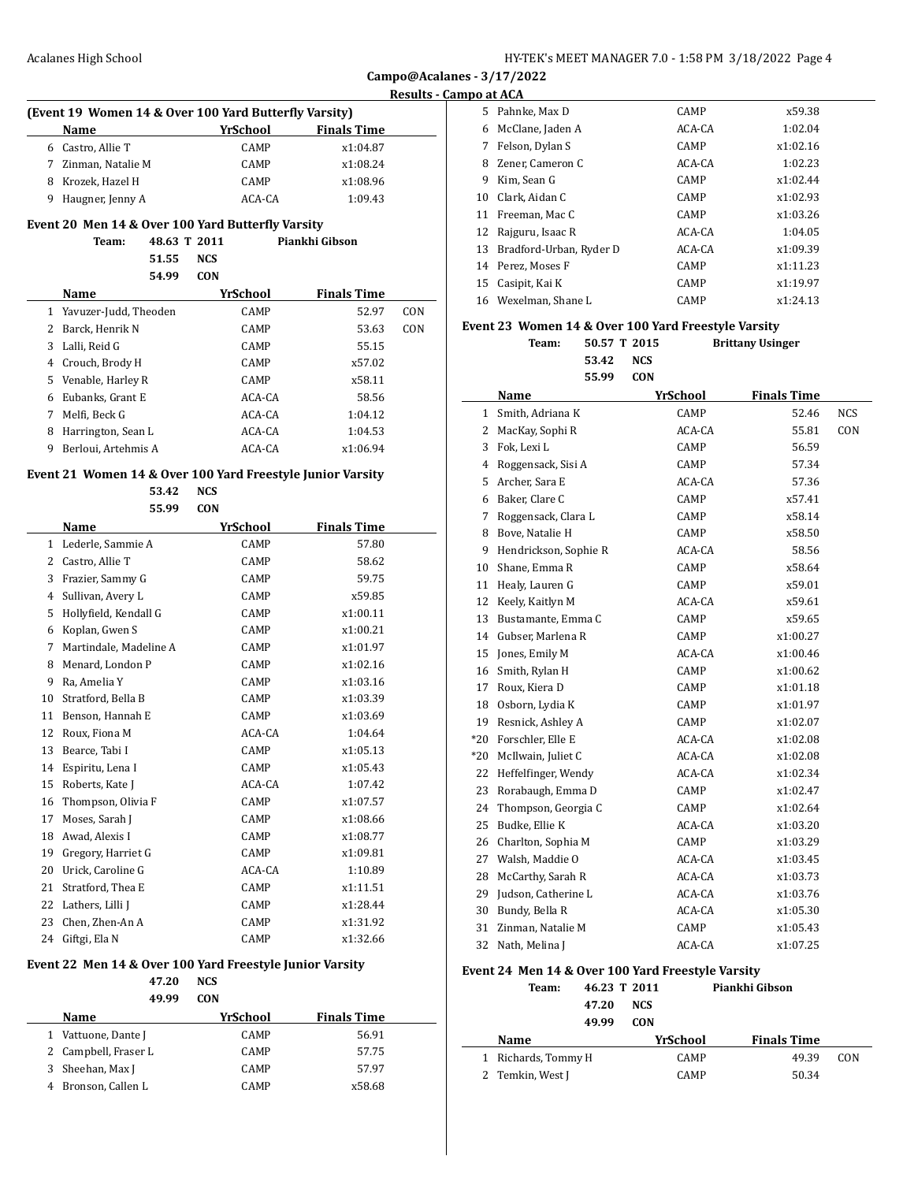**Campo@Acalanes - 3/17/2022**

**Results - Campo at ACA**

### (Event 19 Women 14 & Over 100 Yard Butterfly Varsity)

| | Name | YrSchool | Finals Time | |
|---|---|---|---|---|
| 6 | Castro, Allie T | CAMP | x1:04.87 | |
| 7 | Zinman, Natalie M | CAMP | x1:08.24 | |
| 8 | Krozek, Hazel H | CAMP | x1:08.96 | |
| 9 | Haugner, Jenny A | ACA-CA | 1:09.43 | |

### Event 20 Men 14 & Over 100 Yard Butterfly Varsity

Team: 48.63 T 2011 Piankhi Gibson
51.55 NCS
54.99 CON

| | Name | YrSchool | Finals Time | |
|---|---|---|---|---|
| 1 | Yavuzer-Judd, Theoden | CAMP | 52.97 | CON |
| 2 | Barck, Henrik N | CAMP | 53.63 | CON |
| 3 | Lalli, Reid G | CAMP | 55.15 | |
| 4 | Crouch, Brody H | CAMP | x57.02 | |
| 5 | Venable, Harley R | CAMP | x58.11 | |
| 6 | Eubanks, Grant E | ACA-CA | 58.56 | |
| 7 | Melfi, Beck G | ACA-CA | 1:04.12 | |
| 8 | Harrington, Sean L | ACA-CA | 1:04.53 | |
| 9 | Berloui, Artehmis A | ACA-CA | x1:06.94 | |

### Event 21 Women 14 & Over 100 Yard Freestyle Junior Varsity

53.42 NCS
55.99 CON

| | Name | YrSchool | Finals Time |
|---|---|---|---|
| 1 | Lederle, Sammie A | CAMP | 57.80 |
| 2 | Castro, Allie T | CAMP | 58.62 |
| 3 | Frazier, Sammy G | CAMP | 59.75 |
| 4 | Sullivan, Avery L | CAMP | x59.85 |
| 5 | Hollyfield, Kendall G | CAMP | x1:00.11 |
| 6 | Koplan, Gwen S | CAMP | x1:00.21 |
| 7 | Martindale, Madeline A | CAMP | x1:01.97 |
| 8 | Menard, London P | CAMP | x1:02.16 |
| 9 | Ra, Amelia Y | CAMP | x1:03.16 |
| 10 | Stratford, Bella B | CAMP | x1:03.39 |
| 11 | Benson, Hannah E | CAMP | x1:03.69 |
| 12 | Roux, Fiona M | ACA-CA | 1:04.64 |
| 13 | Bearce, Tabi I | CAMP | x1:05.13 |
| 14 | Espiritu, Lena I | CAMP | x1:05.43 |
| 15 | Roberts, Kate J | ACA-CA | 1:07.42 |
| 16 | Thompson, Olivia F | CAMP | x1:07.57 |
| 17 | Moses, Sarah J | CAMP | x1:08.66 |
| 18 | Awad, Alexis I | CAMP | x1:08.77 |
| 19 | Gregory, Harriet G | CAMP | x1:09.81 |
| 20 | Urick, Caroline G | ACA-CA | 1:10.89 |
| 21 | Stratford, Thea E | CAMP | x1:11.51 |
| 22 | Lathers, Lilli J | CAMP | x1:28.44 |
| 23 | Chen, Zhen-An A | CAMP | x1:31.92 |
| 24 | Giftgi, Ela N | CAMP | x1:32.66 |

### Event 22 Men 14 & Over 100 Yard Freestyle Junior Varsity

47.20 NCS
49.99 CON

| | Name | YrSchool | Finals Time |
|---|---|---|---|
| 1 | Vattuone, Dante J | CAMP | 56.91 |
| 2 | Campbell, Fraser L | CAMP | 57.75 |
| 3 | Sheehan, Max J | CAMP | 57.97 |
| 4 | Bronson, Callen L | CAMP | x58.68 |
| 5 | Pahnke, Max D | CAMP | x59.38 |
| 6 | McClane, Jaden A | ACA-CA | 1:02.04 |
| 7 | Felson, Dylan S | CAMP | x1:02.16 |
| 8 | Zener, Cameron C | ACA-CA | 1:02.23 |
| 9 | Kim, Sean G | CAMP | x1:02.44 |
| 10 | Clark, Aidan C | CAMP | x1:02.93 |
| 11 | Freeman, Mac C | CAMP | x1:03.26 |
| 12 | Rajguru, Isaac R | ACA-CA | 1:04.05 |
| 13 | Bradford-Urban, Ryder D | ACA-CA | x1:09.39 |
| 14 | Perez, Moses F | CAMP | x1:11.23 |
| 15 | Casipit, Kai K | CAMP | x1:19.97 |
| 16 | Wexelman, Shane L | CAMP | x1:24.13 |

### Event 23 Women 14 & Over 100 Yard Freestyle Varsity

Team: 50.57 T 2015 Brittany Usinger
53.42 NCS
55.99 CON

| | Name | YrSchool | Finals Time | |
|---|---|---|---|---|
| 1 | Smith, Adriana K | CAMP | 52.46 | NCS |
| 2 | MacKay, Sophi R | ACA-CA | 55.81 | CON |
| 3 | Fok, Lexi L | CAMP | 56.59 | |
| 4 | Roggensack, Sisi A | CAMP | 57.34 | |
| 5 | Archer, Sara E | ACA-CA | 57.36 | |
| 6 | Baker, Clare C | CAMP | x57.41 | |
| 7 | Roggensack, Clara L | CAMP | x58.14 | |
| 8 | Bove, Natalie H | CAMP | x58.50 | |
| 9 | Hendrickson, Sophie R | ACA-CA | 58.56 | |
| 10 | Shane, Emma R | CAMP | x58.64 | |
| 11 | Healy, Lauren G | CAMP | x59.01 | |
| 12 | Keely, Kaitlyn M | ACA-CA | x59.61 | |
| 13 | Bustamante, Emma C | CAMP | x59.65 | |
| 14 | Gubser, Marlena R | CAMP | x1:00.27 | |
| 15 | Jones, Emily M | ACA-CA | x1:00.46 | |
| 16 | Smith, Rylan H | CAMP | x1:00.62 | |
| 17 | Roux, Kiera D | CAMP | x1:01.18 | |
| 18 | Osborn, Lydia K | CAMP | x1:01.97 | |
| 19 | Resnick, Ashley A | CAMP | x1:02.07 | |
| *20 | Forschler, Elle E | ACA-CA | x1:02.08 | |
| *20 | McIlwain, Juliet C | ACA-CA | x1:02.08 | |
| 22 | Heffelfinger, Wendy | ACA-CA | x1:02.34 | |
| 23 | Rorabaugh, Emma D | CAMP | x1:02.47 | |
| 24 | Thompson, Georgia C | CAMP | x1:02.64 | |
| 25 | Budke, Ellie K | ACA-CA | x1:03.20 | |
| 26 | Charlton, Sophia M | CAMP | x1:03.29 | |
| 27 | Walsh, Maddie O | ACA-CA | x1:03.45 | |
| 28 | McCarthy, Sarah R | ACA-CA | x1:03.73 | |
| 29 | Judson, Catherine L | ACA-CA | x1:03.76 | |
| 30 | Bundy, Bella R | ACA-CA | x1:05.30 | |
| 31 | Zinman, Natalie M | CAMP | x1:05.43 | |
| 32 | Nath, Melina J | ACA-CA | x1:07.25 | |

### Event 24 Men 14 & Over 100 Yard Freestyle Varsity

Team: 46.23 T 2011 Piankhi Gibson
47.20 NCS
49.99 CON

| | Name | YrSchool | Finals Time | |
|---|---|---|---|---|
| 1 | Richards, Tommy H | CAMP | 49.39 | CON |
| 2 | Temkin, West J | CAMP | 50.34 | |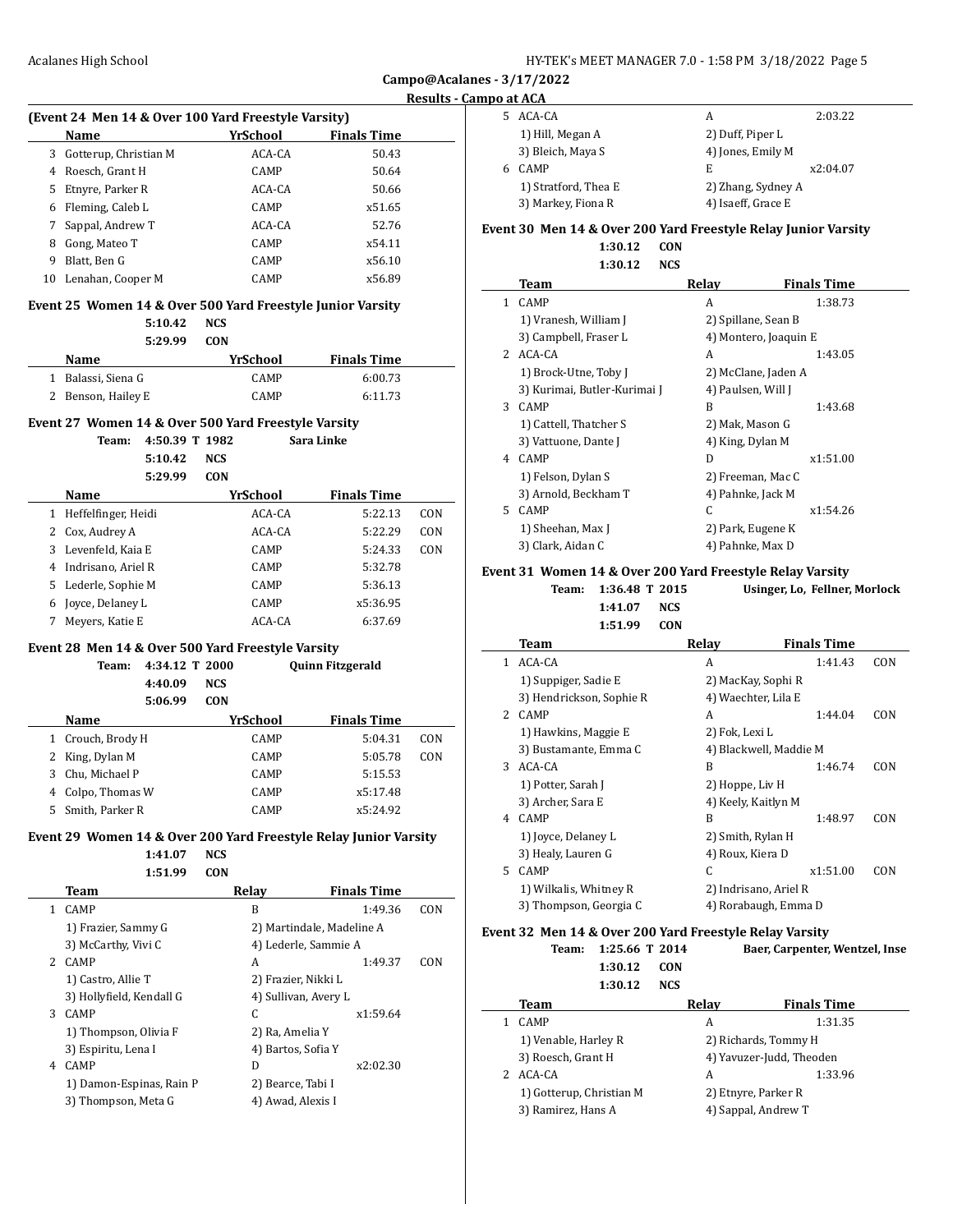**Campo@Acalanes - 3/17/2022**

**Results - Campo at ACA**

### (Event 24 Men 14 & Over 100 Yard Freestyle Varsity)

| | Name | YrSchool | Finals Time |
|---|---|---|---|
| 3 | Gotterup, Christian M | ACA-CA | 50.43 |
| 4 | Roesch, Grant H | CAMP | 50.64 |
| 5 | Etnyre, Parker R | ACA-CA | 50.66 |
| 6 | Fleming, Caleb L | CAMP | x51.65 |
| 7 | Sappal, Andrew T | ACA-CA | 52.76 |
| 8 | Gong, Mateo T | CAMP | x54.11 |
| 9 | Blatt, Ben G | CAMP | x56.10 |
| 10 | Lenahan, Cooper M | CAMP | x56.89 |

### Event 25 Women 14 & Over 500 Yard Freestyle Junior Varsity

5:10.42 NCS
5:29.99 CON

| | Name | YrSchool | Finals Time |
|---|---|---|---|
| 1 | Balassi, Siena G | CAMP | 6:00.73 |
| 2 | Benson, Hailey E | CAMP | 6:11.73 |

### Event 27 Women 14 & Over 500 Yard Freestyle Varsity

Team: 4:50.39 T 1982 Sara Linke
5:10.42 NCS
5:29.99 CON

| | Name | YrSchool | Finals Time | |
|---|---|---|---|---|
| 1 | Heffelfinger, Heidi | ACA-CA | 5:22.13 | CON |
| 2 | Cox, Audrey A | ACA-CA | 5:22.29 | CON |
| 3 | Levenfeld, Kaia E | CAMP | 5:24.33 | CON |
| 4 | Indrisano, Ariel R | CAMP | 5:32.78 | |
| 5 | Lederle, Sophie M | CAMP | 5:36.13 | |
| 6 | Joyce, Delaney L | CAMP | x5:36.95 | |
| 7 | Meyers, Katie E | ACA-CA | 6:37.69 | |

### Event 28 Men 14 & Over 500 Yard Freestyle Varsity

Team: 4:34.12 T 2000 Quinn Fitzgerald
4:40.09 NCS
5:06.99 CON

| | Name | YrSchool | Finals Time | |
|---|---|---|---|---|
| 1 | Crouch, Brody H | CAMP | 5:04.31 | CON |
| 2 | King, Dylan M | CAMP | 5:05.78 | CON |
| 3 | Chu, Michael P | CAMP | 5:15.53 | |
| 4 | Colpo, Thomas W | CAMP | x5:17.48 | |
| 5 | Smith, Parker R | CAMP | x5:24.92 | |

### Event 29 Women 14 & Over 200 Yard Freestyle Relay Junior Varsity

1:41.07 NCS
1:51.99 CON

| | Team | Relay | Finals Time | |
|---|---|---|---|---|
| 1 | CAMP | B | 1:49.36 | CON |
| | 1) Frazier, Sammy G | 2) Martindale, Madeline A | | |
| | 3) McCarthy, Vivi C | 4) Lederle, Sammie A | | |
| 2 | CAMP | A | 1:49.37 | CON |
| | 1) Castro, Allie T | 2) Frazier, Nikki L | | |
| | 3) Hollyfield, Kendall G | 4) Sullivan, Avery L | | |
| 3 | CAMP | C | x1:59.64 | |
| | 1) Thompson, Olivia F | 2) Ra, Amelia Y | | |
| | 3) Espiritu, Lena I | 4) Bartos, Sofia Y | | |
| 4 | CAMP | D | x2:02.30 | |
| | 1) Damon-Espinas, Rain P | 2) Bearce, Tabi I | | |
| | 3) Thompson, Meta G | 4) Awad, Alexis I | | |
| 5 | ACA-CA | A | 2:03.22 | |
| | 1) Hill, Megan A | 2) Duff, Piper L | | |
| | 3) Bleich, Maya S | 4) Jones, Emily M | | |
| 6 | CAMP | E | x2:04.07 | |
| | 1) Stratford, Thea E | 2) Zhang, Sydney A | | |
| | 3) Markey, Fiona R | 4) Isaeff, Grace E | | |

### Event 30 Men 14 & Over 200 Yard Freestyle Relay Junior Varsity

1:30.12 CON
1:30.12 NCS

| | Team | Relay | Finals Time |
|---|---|---|---|
| 1 | CAMP | A | 1:38.73 |
| | 1) Vranesh, William J | 2) Spillane, Sean B | |
| | 3) Campbell, Fraser L | 4) Montero, Joaquin E | |
| 2 | ACA-CA | A | 1:43.05 |
| | 1) Brock-Utne, Toby J | 2) McClane, Jaden A | |
| | 3) Kurimai, Butler-Kurimai J | 4) Paulsen, Will J | |
| 3 | CAMP | B | 1:43.68 |
| | 1) Cattell, Thatcher S | 2) Mak, Mason G | |
| | 3) Vattuone, Dante J | 4) King, Dylan M | |
| 4 | CAMP | D | x1:51.00 |
| | 1) Felson, Dylan S | 2) Freeman, Mac C | |
| | 3) Arnold, Beckham T | 4) Pahnke, Jack M | |
| 5 | CAMP | C | x1:54.26 |
| | 1) Sheehan, Max J | 2) Park, Eugene K | |
| | 3) Clark, Aidan C | 4) Pahnke, Max D | |

### Event 31 Women 14 & Over 200 Yard Freestyle Relay Varsity

Team: 1:36.48 T 2015 Usinger, Lo, Fellner, Morlock
1:41.07 NCS
1:51.99 CON

| | Team | Relay | Finals Time | |
|---|---|---|---|---|
| 1 | ACA-CA | A | 1:41.43 | CON |
| | 1) Suppiger, Sadie E | 2) MacKay, Sophi R | | |
| | 3) Hendrickson, Sophie R | 4) Waechter, Lila E | | |
| 2 | CAMP | A | 1:44.04 | CON |
| | 1) Hawkins, Maggie E | 2) Fok, Lexi L | | |
| | 3) Bustamante, Emma C | 4) Blackwell, Maddie M | | |
| 3 | ACA-CA | B | 1:46.74 | CON |
| | 1) Potter, Sarah J | 2) Hoppe, Liv H | | |
| | 3) Archer, Sara E | 4) Keely, Kaitlyn M | | |
| 4 | CAMP | B | 1:48.97 | CON |
| | 1) Joyce, Delaney L | 2) Smith, Rylan H | | |
| | 3) Healy, Lauren G | 4) Roux, Kiera D | | |
| 5 | CAMP | C | x1:51.00 | CON |
| | 1) Wilkalis, Whitney R | 2) Indrisano, Ariel R | | |
| | 3) Thompson, Georgia C | 4) Rorabaugh, Emma D | | |

### Event 32 Men 14 & Over 200 Yard Freestyle Relay Varsity

Team: 1:25.66 T 2014 Baer, Carpenter, Wentzel, Inse
1:30.12 CON
1:30.12 NCS

| | Team | Relay | Finals Time |
|---|---|---|---|
| 1 | CAMP | A | 1:31.35 |
| | 1) Venable, Harley R | 2) Richards, Tommy H | |
| | 3) Roesch, Grant H | 4) Yavuzer-Judd, Theoden | |
| 2 | ACA-CA | A | 1:33.96 |
| | 1) Gotterup, Christian M | 2) Etnyre, Parker R | |
| | 3) Ramirez, Hans A | 4) Sappal, Andrew T | |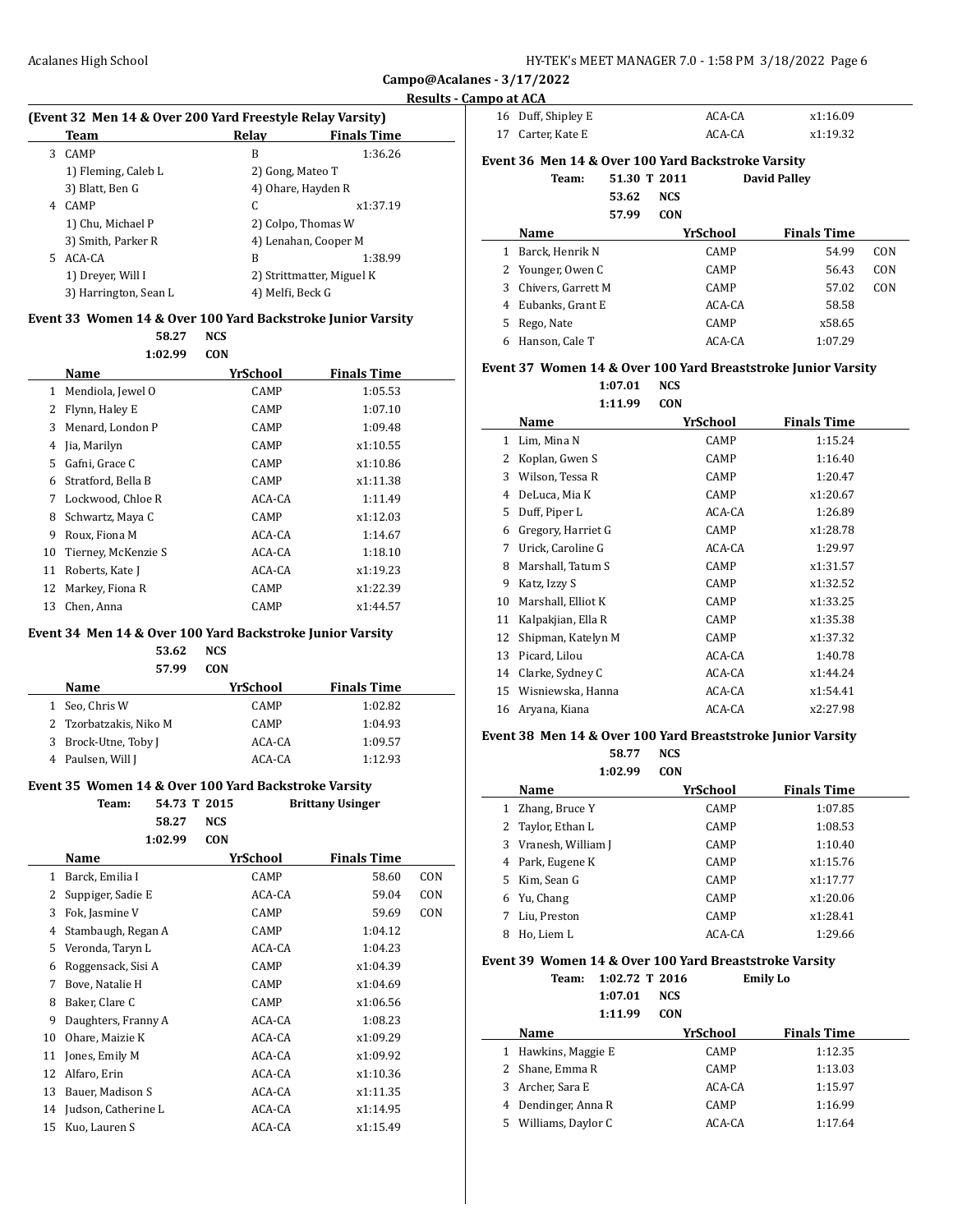## Campo@Acalanes - 3/17/2022

### Results - Campo at ACA

### (Event 32 Men 14 & Over 200 Yard Freestyle Relay Varsity)

| | Team | Relay | Finals Time |
|---|---|---|---|
| 3 | CAMP | B | 1:36.26 |
| | 1) Fleming, Caleb L | 2) Gong, Mateo T | |
| | 3) Blatt, Ben G | 4) Ohare, Hayden R | |
| 4 | CAMP | C | x1:37.19 |
| | 1) Chu, Michael P | 2) Colpo, Thomas W | |
| | 3) Smith, Parker R | 4) Lenahan, Cooper M | |
| 5 | ACA-CA | B | 1:38.99 |
| | 1) Dreyer, Will I | 2) Strittmatter, Miguel K | |
| | 3) Harrington, Sean L | 4) Melfi, Beck G | |

### Event 33 Women 14 & Over 100 Yard Backstroke Junior Varsity

58.27 NCS
1:02.99 CON

| | Name | YrSchool | Finals Time |
|---|---|---|---|
| 1 | Mendiola, Jewel O | CAMP | 1:05.53 |
| 2 | Flynn, Haley E | CAMP | 1:07.10 |
| 3 | Menard, London P | CAMP | 1:09.48 |
| 4 | Jia, Marilyn | CAMP | x1:10.55 |
| 5 | Gafni, Grace C | CAMP | x1:10.86 |
| 6 | Stratford, Bella B | CAMP | x1:11.38 |
| 7 | Lockwood, Chloe R | ACA-CA | 1:11.49 |
| 8 | Schwartz, Maya C | CAMP | x1:12.03 |
| 9 | Roux, Fiona M | ACA-CA | 1:14.67 |
| 10 | Tierney, McKenzie S | ACA-CA | 1:18.10 |
| 11 | Roberts, Kate J | ACA-CA | x1:19.23 |
| 12 | Markey, Fiona R | CAMP | x1:22.39 |
| 13 | Chen, Anna | CAMP | x1:44.57 |

### Event 34 Men 14 & Over 100 Yard Backstroke Junior Varsity

53.62 NCS
57.99 CON

| | Name | YrSchool | Finals Time |
|---|---|---|---|
| 1 | Seo, Chris W | CAMP | 1:02.82 |
| 2 | Tzorbatzakis, Niko M | CAMP | 1:04.93 |
| 3 | Brock-Utne, Toby J | ACA-CA | 1:09.57 |
| 4 | Paulsen, Will J | ACA-CA | 1:12.93 |

### Event 35 Women 14 & Over 100 Yard Backstroke Varsity

Team: 54.73 T 2015 Brittany Usinger
58.27 NCS
1:02.99 CON

| | Name | YrSchool | Finals Time | |
|---|---|---|---|---|
| 1 | Barck, Emilia I | CAMP | 58.60 | CON |
| 2 | Suppiger, Sadie E | ACA-CA | 59.04 | CON |
| 3 | Fok, Jasmine V | CAMP | 59.69 | CON |
| 4 | Stambaugh, Regan A | CAMP | 1:04.12 | |
| 5 | Veronda, Taryn L | ACA-CA | 1:04.23 | |
| 6 | Roggensack, Sisi A | CAMP | x1:04.39 | |
| 7 | Bove, Natalie H | CAMP | x1:04.69 | |
| 8 | Baker, Clare C | CAMP | x1:06.56 | |
| 9 | Daughters, Franny A | ACA-CA | 1:08.23 | |
| 10 | Ohare, Maizie K | ACA-CA | x1:09.29 | |
| 11 | Jones, Emily M | ACA-CA | x1:09.92 | |
| 12 | Alfaro, Erin | ACA-CA | x1:10.36 | |
| 13 | Bauer, Madison S | ACA-CA | x1:11.35 | |
| 14 | Judson, Catherine L | ACA-CA | x1:14.95 | |
| 15 | Kuo, Lauren S | ACA-CA | x1:15.49 | |
| 16 | Duff, Shipley E | ACA-CA | x1:16.09 | |
| 17 | Carter, Kate E | ACA-CA | x1:19.32 | |

### Event 36 Men 14 & Over 100 Yard Backstroke Varsity

Team: 51.30 T 2011 David Palley
53.62 NCS
57.99 CON

| | Name | YrSchool | Finals Time | |
|---|---|---|---|---|
| 1 | Barck, Henrik N | CAMP | 54.99 | CON |
| 2 | Younger, Owen C | CAMP | 56.43 | CON |
| 3 | Chivers, Garrett M | CAMP | 57.02 | CON |
| 4 | Eubanks, Grant E | ACA-CA | 58.58 | |
| 5 | Rego, Nate | CAMP | x58.65 | |
| 6 | Hanson, Cale T | ACA-CA | 1:07.29 | |

### Event 37 Women 14 & Over 100 Yard Breaststroke Junior Varsity

1:07.01 NCS
1:11.99 CON

| | Name | YrSchool | Finals Time |
|---|---|---|---|
| 1 | Lim, Mina N | CAMP | 1:15.24 |
| 2 | Koplan, Gwen S | CAMP | 1:16.40 |
| 3 | Wilson, Tessa R | CAMP | 1:20.47 |
| 4 | DeLuca, Mia K | CAMP | x1:20.67 |
| 5 | Duff, Piper L | ACA-CA | 1:26.89 |
| 6 | Gregory, Harriet G | CAMP | x1:28.78 |
| 7 | Urick, Caroline G | ACA-CA | 1:29.97 |
| 8 | Marshall, Tatum S | CAMP | x1:31.57 |
| 9 | Katz, Izzy S | CAMP | x1:32.52 |
| 10 | Marshall, Elliot K | CAMP | x1:33.25 |
| 11 | Kalpakjian, Ella R | CAMP | x1:35.38 |
| 12 | Shipman, Katelyn M | CAMP | x1:37.32 |
| 13 | Picard, Lilou | ACA-CA | 1:40.78 |
| 14 | Clarke, Sydney C | ACA-CA | x1:44.24 |
| 15 | Wisniewska, Hanna | ACA-CA | x1:54.41 |
| 16 | Aryana, Kiana | ACA-CA | x2:27.98 |

### Event 38 Men 14 & Over 100 Yard Breaststroke Junior Varsity

58.77 NCS
1:02.99 CON

| | Name | YrSchool | Finals Time |
|---|---|---|---|
| 1 | Zhang, Bruce Y | CAMP | 1:07.85 |
| 2 | Taylor, Ethan L | CAMP | 1:08.53 |
| 3 | Vranesh, William J | CAMP | 1:10.40 |
| 4 | Park, Eugene K | CAMP | x1:15.76 |
| 5 | Kim, Sean G | CAMP | x1:17.77 |
| 6 | Yu, Chang | CAMP | x1:20.06 |
| 7 | Liu, Preston | CAMP | x1:28.41 |
| 8 | Ho, Liem L | ACA-CA | 1:29.66 |

### Event 39 Women 14 & Over 100 Yard Breaststroke Varsity

Team: 1:02.72 T 2016 Emily Lo
1:07.01 NCS
1:11.99 CON

| | Name | YrSchool | Finals Time |
|---|---|---|---|
| 1 | Hawkins, Maggie E | CAMP | 1:12.35 |
| 2 | Shane, Emma R | CAMP | 1:13.03 |
| 3 | Archer, Sara E | ACA-CA | 1:15.97 |
| 4 | Dendinger, Anna R | CAMP | 1:16.99 |
| 5 | Williams, Daylor C | ACA-CA | 1:17.64 |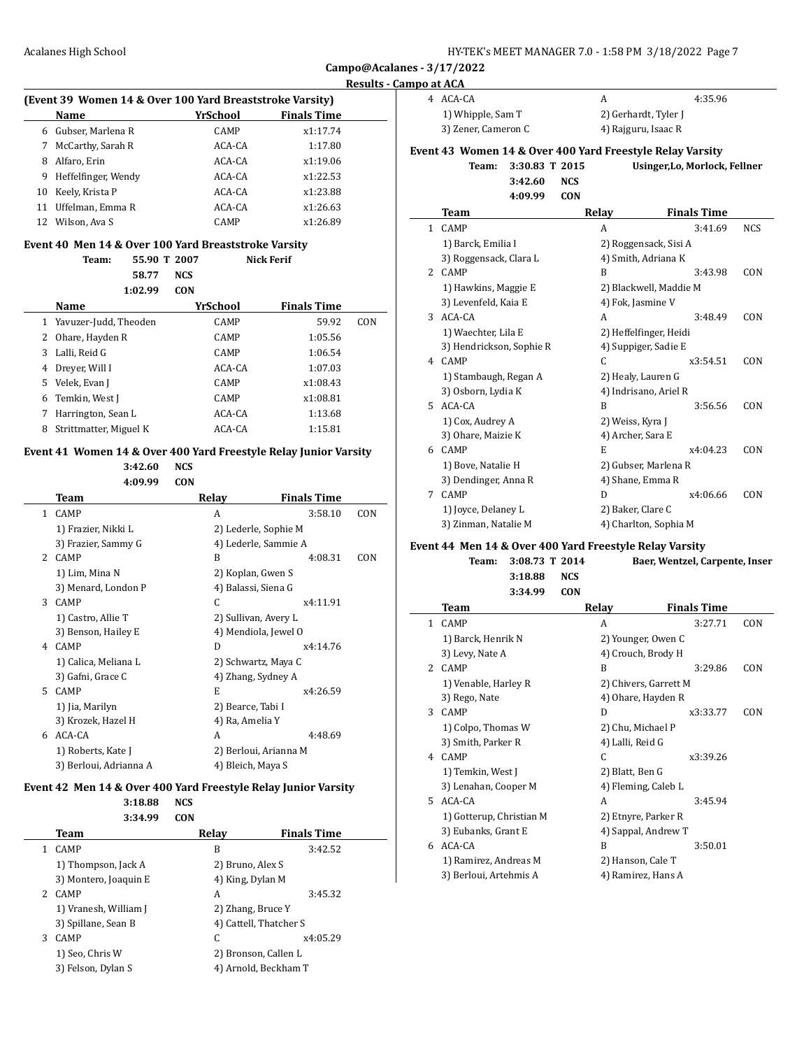**Campo@Acalanes - 3/17/2022**

**Results - Campo at ACA**

### (Event 39 Women 14 & Over 100 Yard Breaststroke Varsity)

| | Name | YrSchool | Finals Time |
|---|---|---|---|
| 6 | Gubser, Marlena R | CAMP | x1:17.74 |
| 7 | McCarthy, Sarah R | ACA-CA | 1:17.80 |
| 8 | Alfaro, Erin | ACA-CA | x1:19.06 |
| 9 | Heffelfinger, Wendy | ACA-CA | x1:22.53 |
| 10 | Keely, Krista P | ACA-CA | x1:23.88 |
| 11 | Uffelman, Emma R | ACA-CA | x1:26.63 |
| 12 | Wilson, Ava S | CAMP | x1:26.89 |

### Event 40 Men 14 & Over 100 Yard Breaststroke Varsity

Team: 55.90 T 2007 Nick Ferif
58.77 NCS
1:02.99 CON

| | Name | YrSchool | Finals Time | |
|---|---|---|---|---|
| 1 | Yavuzer-Judd, Theoden | CAMP | 59.92 | CON |
| 2 | Ohare, Hayden R | CAMP | 1:05.56 | |
| 3 | Lalli, Reid G | CAMP | 1:06.54 | |
| 4 | Dreyer, Will I | ACA-CA | 1:07.03 | |
| 5 | Velek, Evan J | CAMP | x1:08.43 | |
| 6 | Temkin, West J | CAMP | x1:08.81 | |
| 7 | Harrington, Sean L | ACA-CA | 1:13.68 | |
| 8 | Strittmatter, Miguel K | ACA-CA | 1:15.81 | |

### Event 41 Women 14 & Over 400 Yard Freestyle Relay Junior Varsity

3:42.60 NCS
4:09.99 CON

| | Team | Relay | Finals Time | |
|---|---|---|---|---|
| 1 | CAMP | A | 3:58.10 | CON |
| | 1) Frazier, Nikki L | 2) Lederle, Sophie M | | |
| | 3) Frazier, Sammy G | 4) Lederle, Sammie A | | |
| 2 | CAMP | B | 4:08.31 | CON |
| | 1) Lim, Mina N | 2) Koplan, Gwen S | | |
| | 3) Menard, London P | 4) Balassi, Siena G | | |
| 3 | CAMP | C | x4:11.91 | |
| | 1) Castro, Allie T | 2) Sullivan, Avery L | | |
| | 3) Benson, Hailey E | 4) Mendiola, Jewel O | | |
| 4 | CAMP | D | x4:14.76 | |
| | 1) Calica, Meliana L | 2) Schwartz, Maya C | | |
| | 3) Gafni, Grace C | 4) Zhang, Sydney A | | |
| 5 | CAMP | E | x4:26.59 | |
| | 1) Jia, Marilyn | 2) Bearce, Tabi I | | |
| | 3) Krozek, Hazel H | 4) Ra, Amelia Y | | |
| 6 | ACA-CA | A | 4:48.69 | |
| | 1) Roberts, Kate J | 2) Berloui, Arianna M | | |
| | 3) Berloui, Adrianna A | 4) Bleich, Maya S | | |

### Event 42 Men 14 & Over 400 Yard Freestyle Relay Junior Varsity

3:18.88 NCS
3:34.99 CON

| | Team | Relay | Finals Time |
|---|---|---|---|
| 1 | CAMP | B | 3:42.52 |
| | 1) Thompson, Jack A | 2) Bruno, Alex S | |
| | 3) Montero, Joaquin E | 4) King, Dylan M | |
| 2 | CAMP | A | 3:45.32 |
| | 1) Vranesh, William J | 2) Zhang, Bruce Y | |
| | 3) Spillane, Sean B | 4) Cattell, Thatcher S | |
| 3 | CAMP | C | x4:05.29 |
| | 1) Seo, Chris W | 2) Bronson, Callen L | |
| | 3) Felson, Dylan S | 4) Arnold, Beckham T | |
| 4 | ACA-CA | A | 4:35.96 |
| | 1) Whipple, Sam T | 2) Gerhardt, Tyler J | |
| | 3) Zener, Cameron C | 4) Rajguru, Isaac R | |

### Event 43 Women 14 & Over 400 Yard Freestyle Relay Varsity

Team: 3:30.83 T 2015 Usinger,Lo, Morlock, Fellner
3:42.60 NCS
4:09.99 CON

| | Team | Relay | Finals Time | |
|---|---|---|---|---|
| 1 | CAMP | A | 3:41.69 | NCS |
| | 1) Barck, Emilia I | 2) Roggensack, Sisi A | | |
| | 3) Roggensack, Clara L | 4) Smith, Adriana K | | |
| 2 | CAMP | B | 3:43.98 | CON |
| | 1) Hawkins, Maggie E | 2) Blackwell, Maddie M | | |
| | 3) Levenfeld, Kaia E | 4) Fok, Jasmine V | | |
| 3 | ACA-CA | A | 3:48.49 | CON |
| | 1) Waechter, Lila E | 2) Heffelfinger, Heidi | | |
| | 3) Hendrickson, Sophie R | 4) Suppiger, Sadie E | | |
| 4 | CAMP | C | x3:54.51 | CON |
| | 1) Stambaugh, Regan A | 2) Healy, Lauren G | | |
| | 3) Osborn, Lydia K | 4) Indrisano, Ariel R | | |
| 5 | ACA-CA | B | 3:56.56 | CON |
| | 1) Cox, Audrey A | 2) Weiss, Kyra J | | |
| | 3) Ohare, Maizie K | 4) Archer, Sara E | | |
| 6 | CAMP | E | x4:04.23 | CON |
| | 1) Bove, Natalie H | 2) Gubser, Marlena R | | |
| | 3) Dendinger, Anna R | 4) Shane, Emma R | | |
| 7 | CAMP | D | x4:06.66 | CON |
| | 1) Joyce, Delaney L | 2) Baker, Clare C | | |
| | 3) Zinman, Natalie M | 4) Charlton, Sophia M | | |

### Event 44 Men 14 & Over 400 Yard Freestyle Relay Varsity

Team: 3:08.73 T 2014 Baer, Wentzel, Carpente, Inser
3:18.88 NCS
3:34.99 CON

| | Team | Relay | Finals Time | |
|---|---|---|---|---|
| 1 | CAMP | A | 3:27.71 | CON |
| | 1) Barck, Henrik N | 2) Younger, Owen C | | |
| | 3) Levy, Nate A | 4) Crouch, Brody H | | |
| 2 | CAMP | B | 3:29.86 | CON |
| | 1) Venable, Harley R | 2) Chivers, Garrett M | | |
| | 3) Rego, Nate | 4) Ohare, Hayden R | | |
| 3 | CAMP | D | x3:33.77 | CON |
| | 1) Colpo, Thomas W | 2) Chu, Michael P | | |
| | 3) Smith, Parker R | 4) Lalli, Reid G | | |
| 4 | CAMP | C | x3:39.26 | |
| | 1) Temkin, West J | 2) Blatt, Ben G | | |
| | 3) Lenahan, Cooper M | 4) Fleming, Caleb L | | |
| 5 | ACA-CA | A | 3:45.94 | |
| | 1) Gotterup, Christian M | 2) Etnyre, Parker R | | |
| | 3) Eubanks, Grant E | 4) Sappal, Andrew T | | |
| 6 | ACA-CA | B | 3:50.01 | |
| | 1) Ramirez, Andreas M | 2) Hanson, Cale T | | |
| | 3) Berloui, Artehmis A | 4) Ramirez, Hans A | | |